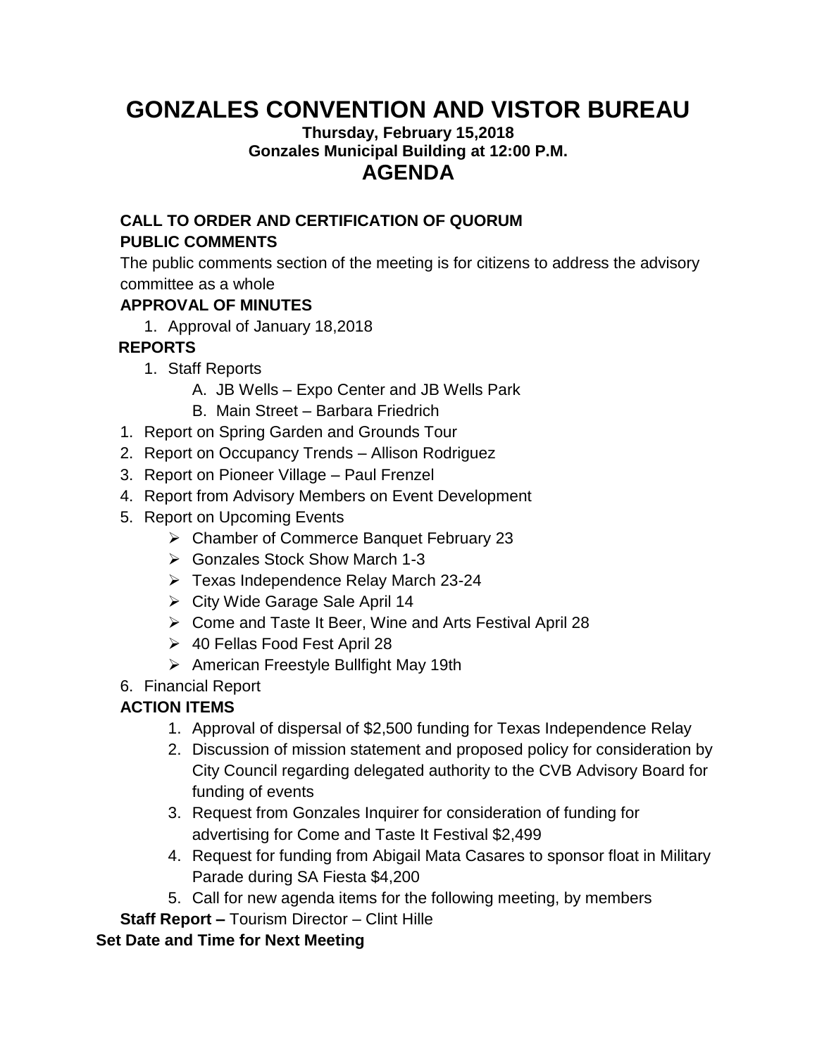# GONZALES CONVENTION AND VISTOR BUREAU

**Thursday, February 15,2018**
**Gonzales Municipal Building at 12:00 P.M.**

## AGENDA

**CALL TO ORDER AND CERTIFICATION OF QUORUM**

**PUBLIC COMMENTS**

The public comments section of the meeting is for citizens to address the advisory committee as a whole

**APPROVAL OF MINUTES**

1. Approval of January 18,2018

**REPORTS**

1. Staff Reports
   - A. JB Wells – Expo Center and JB Wells Park
   - B. Main Street – Barbara Friedrich

1. Report on Spring Garden and Grounds Tour
2. Report on Occupancy Trends – Allison Rodriguez
3. Report on Pioneer Village – Paul Frenzel
4. Report from Advisory Members on Event Development
5. Report on Upcoming Events
   - Chamber of Commerce Banquet February 23
   - Gonzales Stock Show March 1-3
   - Texas Independence Relay March 23-24
   - City Wide Garage Sale April 14
   - Come and Taste It Beer, Wine and Arts Festival April 28
   - 40 Fellas Food Fest April 28
   - American Freestyle Bullfight May 19th
6. Financial Report

**ACTION ITEMS**

1. Approval of dispersal of $2,500 funding for Texas Independence Relay
2. Discussion of mission statement and proposed policy for consideration by City Council regarding delegated authority to the CVB Advisory Board for funding of events
3. Request from Gonzales Inquirer for consideration of funding for advertising for Come and Taste It Festival $2,499
4. Request for funding from Abigail Mata Casares to sponsor float in Military Parade during SA Fiesta $4,200
5. Call for new agenda items for the following meeting, by members

**Staff Report –** Tourism Director – Clint Hille

**Set Date and Time for Next Meeting**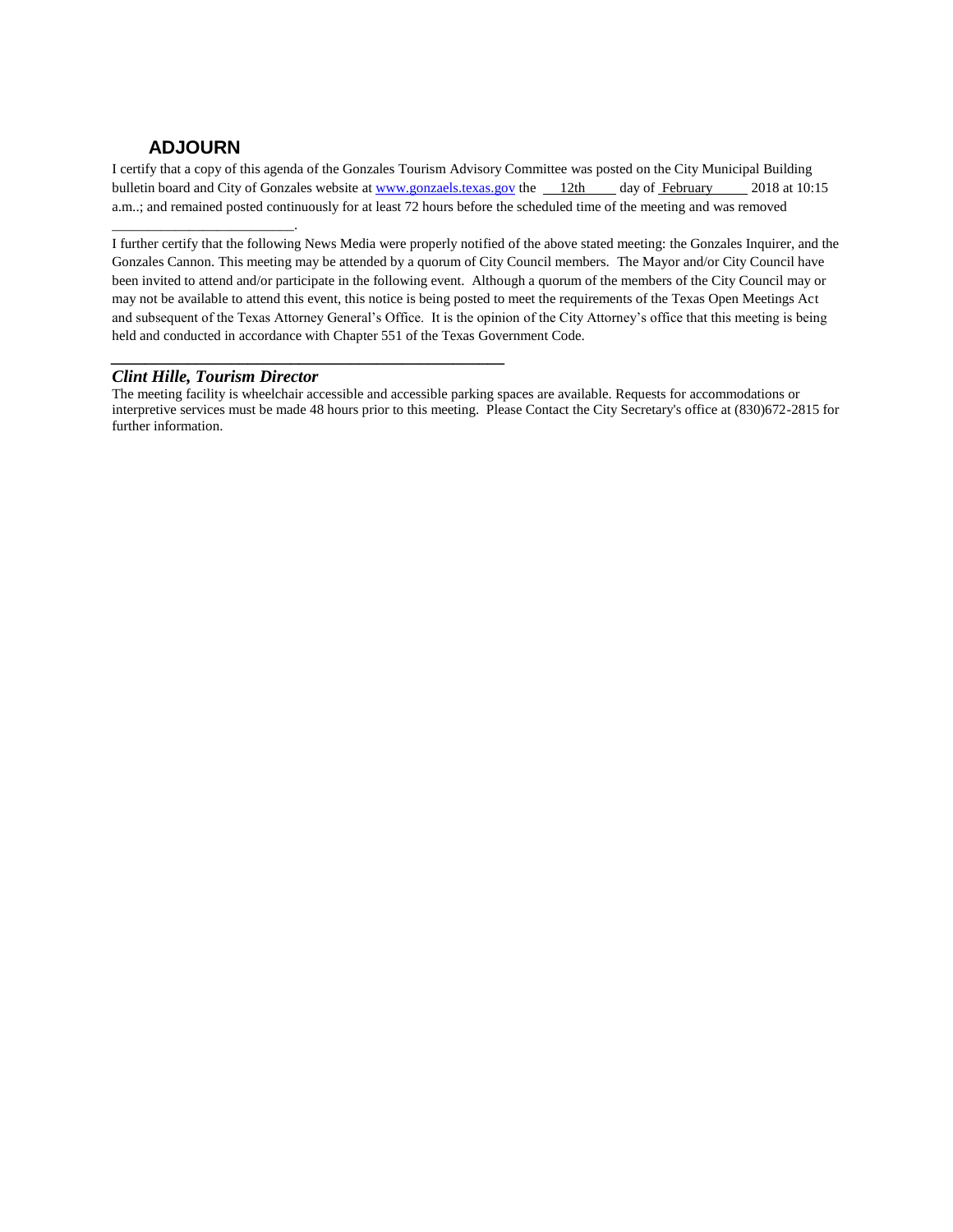## ADJOURN

I certify that a copy of this agenda of the Gonzales Tourism Advisory Committee was posted on the City Municipal Building bulletin board and City of Gonzales website at www.gonzaels.texas.gov the \_\_12th\_\_\_\_ day of February\_\_\_\_\_ 2018 at 10:15 a.m..; and remained posted continuously for at least 72 hours before the scheduled time of the meeting and was removed \_\_\_\_\_\_\_\_\_\_\_\_\_\_\_\_\_\_\_\_\_\_\_\_\_.

I further certify that the following News Media were properly notified of the above stated meeting: the Gonzales Inquirer, and the Gonzales Cannon. This meeting may be attended by a quorum of City Council members. The Mayor and/or City Council have been invited to attend and/or participate in the following event. Although a quorum of the members of the City Council may or may not be available to attend this event, this notice is being posted to meet the requirements of the Texas Open Meetings Act and subsequent of the Texas Attorney General's Office. It is the opinion of the City Attorney's office that this meeting is being held and conducted in accordance with Chapter 551 of the Texas Government Code.

\_\_\_\_\_\_\_\_\_\_\_\_\_\_\_\_\_\_\_\_\_\_\_\_\_\_\_\_\_\_\_\_\_\_\_\_\_\_\_\_\_\_\_\_\_\_\_\_

***Clint Hille, Tourism Director***

The meeting facility is wheelchair accessible and accessible parking spaces are available. Requests for accommodations or interpretive services must be made 48 hours prior to this meeting. Please Contact the City Secretary's office at (830)672-2815 for further information.